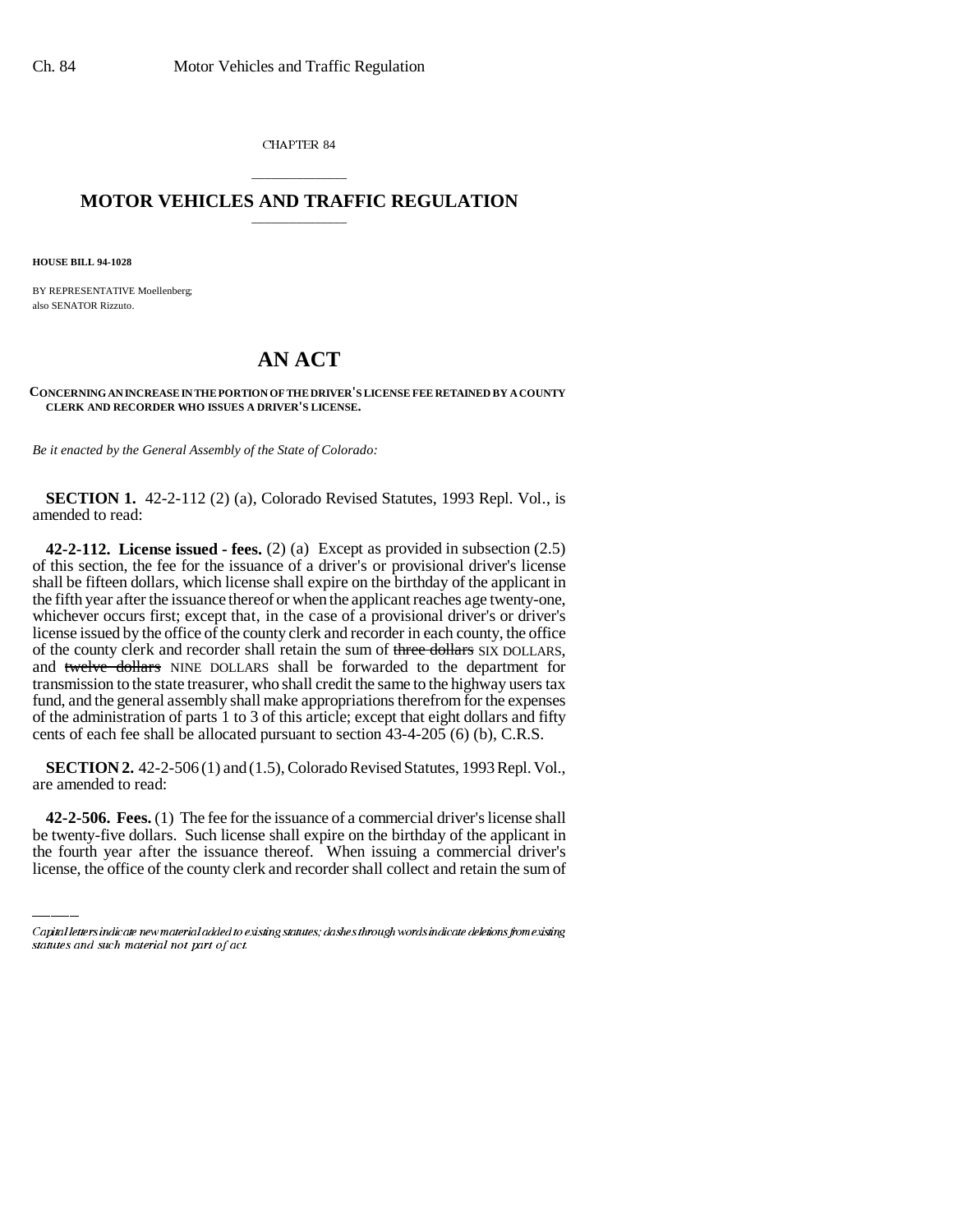CHAPTER 84

# MOTOR VEHICLES AND TRAFFIC REGULATION

**HOUSE BILL 94-1028**

BY REPRESENTATIVE Moellenberg;
also SENATOR Rizzuto.

# AN ACT

**CONCERNING AN INCREASE IN THE PORTION OF THE DRIVER'S LICENSE FEE RETAINED BY A COUNTY CLERK AND RECORDER WHO ISSUES A DRIVER'S LICENSE.**

*Be it enacted by the General Assembly of the State of Colorado:*

**SECTION 1.** 42-2-112 (2) (a), Colorado Revised Statutes, 1993 Repl. Vol., is amended to read:

**42-2-112. License issued - fees.** (2) (a) Except as provided in subsection (2.5) of this section, the fee for the issuance of a driver's or provisional driver's license shall be fifteen dollars, which license shall expire on the birthday of the applicant in the fifth year after the issuance thereof or when the applicant reaches age twenty-one, whichever occurs first; except that, in the case of a provisional driver's or driver's license issued by the office of the county clerk and recorder in each county, the office of the county clerk and recorder shall retain the sum of ~~three dollars~~ SIX DOLLARS, and ~~twelve dollars~~ NINE DOLLARS shall be forwarded to the department for transmission to the state treasurer, who shall credit the same to the highway users tax fund, and the general assembly shall make appropriations therefrom for the expenses of the administration of parts 1 to 3 of this article; except that eight dollars and fifty cents of each fee shall be allocated pursuant to section 43-4-205 (6) (b), C.R.S.

**SECTION 2.** 42-2-506 (1) and (1.5), Colorado Revised Statutes, 1993 Repl. Vol., are amended to read:

**42-2-506. Fees.** (1) The fee for the issuance of a commercial driver's license shall be twenty-five dollars. Such license shall expire on the birthday of the applicant in the fourth year after the issuance thereof. When issuing a commercial driver's license, the office of the county clerk and recorder shall collect and retain the sum of

Capital letters indicate new material added to existing statutes; dashes through words indicate deletions from existing statutes and such material not part of act.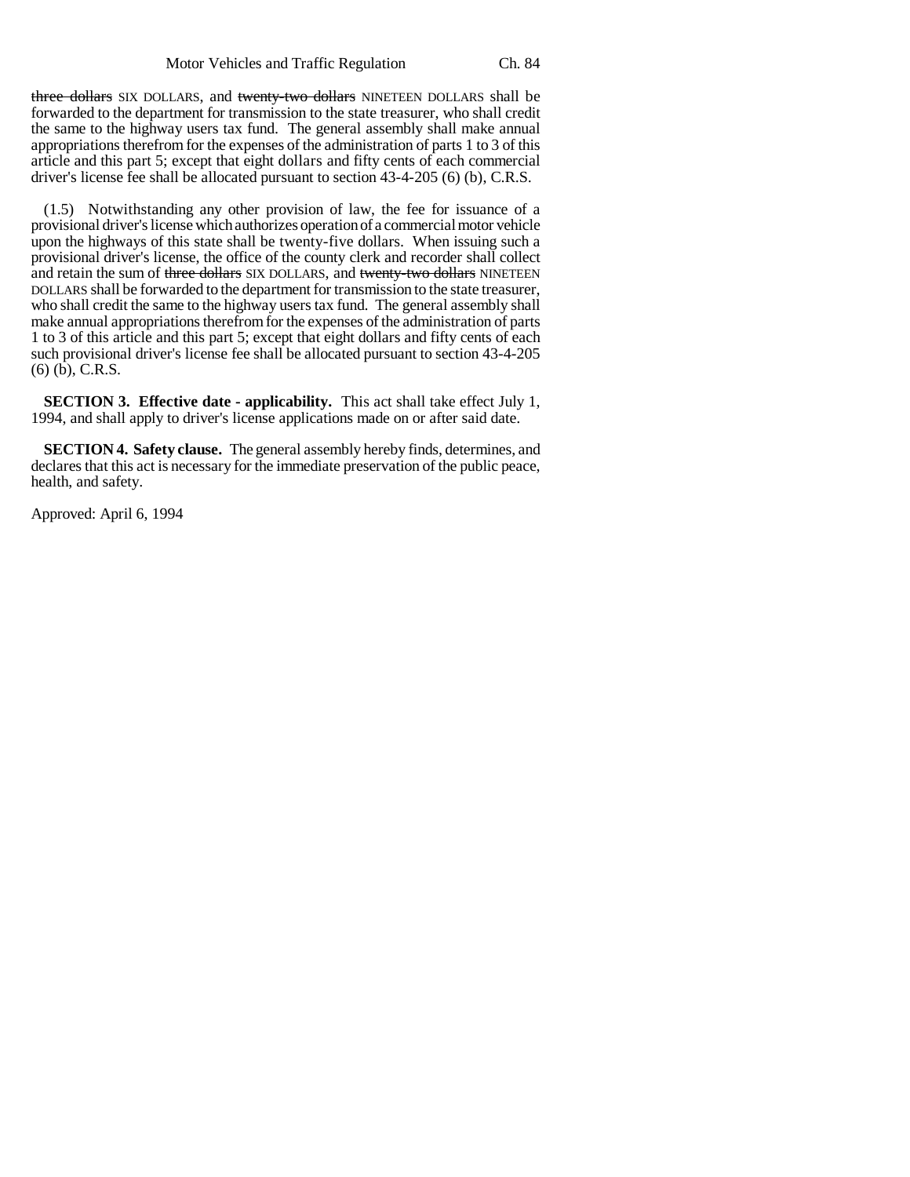~~three dollars~~ SIX DOLLARS, and ~~twenty-two dollars~~ NINETEEN DOLLARS shall be forwarded to the department for transmission to the state treasurer, who shall credit the same to the highway users tax fund. The general assembly shall make annual appropriations therefrom for the expenses of the administration of parts 1 to 3 of this article and this part 5; except that eight dollars and fifty cents of each commercial driver's license fee shall be allocated pursuant to section 43-4-205 (6) (b), C.R.S.

(1.5) Notwithstanding any other provision of law, the fee for issuance of a provisional driver's license which authorizes operation of a commercial motor vehicle upon the highways of this state shall be twenty-five dollars. When issuing such a provisional driver's license, the office of the county clerk and recorder shall collect and retain the sum of ~~three dollars~~ SIX DOLLARS, and ~~twenty-two dollars~~ NINETEEN DOLLARS shall be forwarded to the department for transmission to the state treasurer, who shall credit the same to the highway users tax fund. The general assembly shall make annual appropriations therefrom for the expenses of the administration of parts 1 to 3 of this article and this part 5; except that eight dollars and fifty cents of each such provisional driver's license fee shall be allocated pursuant to section 43-4-205 (6) (b), C.R.S.

**SECTION 3. Effective date - applicability.** This act shall take effect July 1, 1994, and shall apply to driver's license applications made on or after said date.

**SECTION 4. Safety clause.** The general assembly hereby finds, determines, and declares that this act is necessary for the immediate preservation of the public peace, health, and safety.

Approved: April 6, 1994